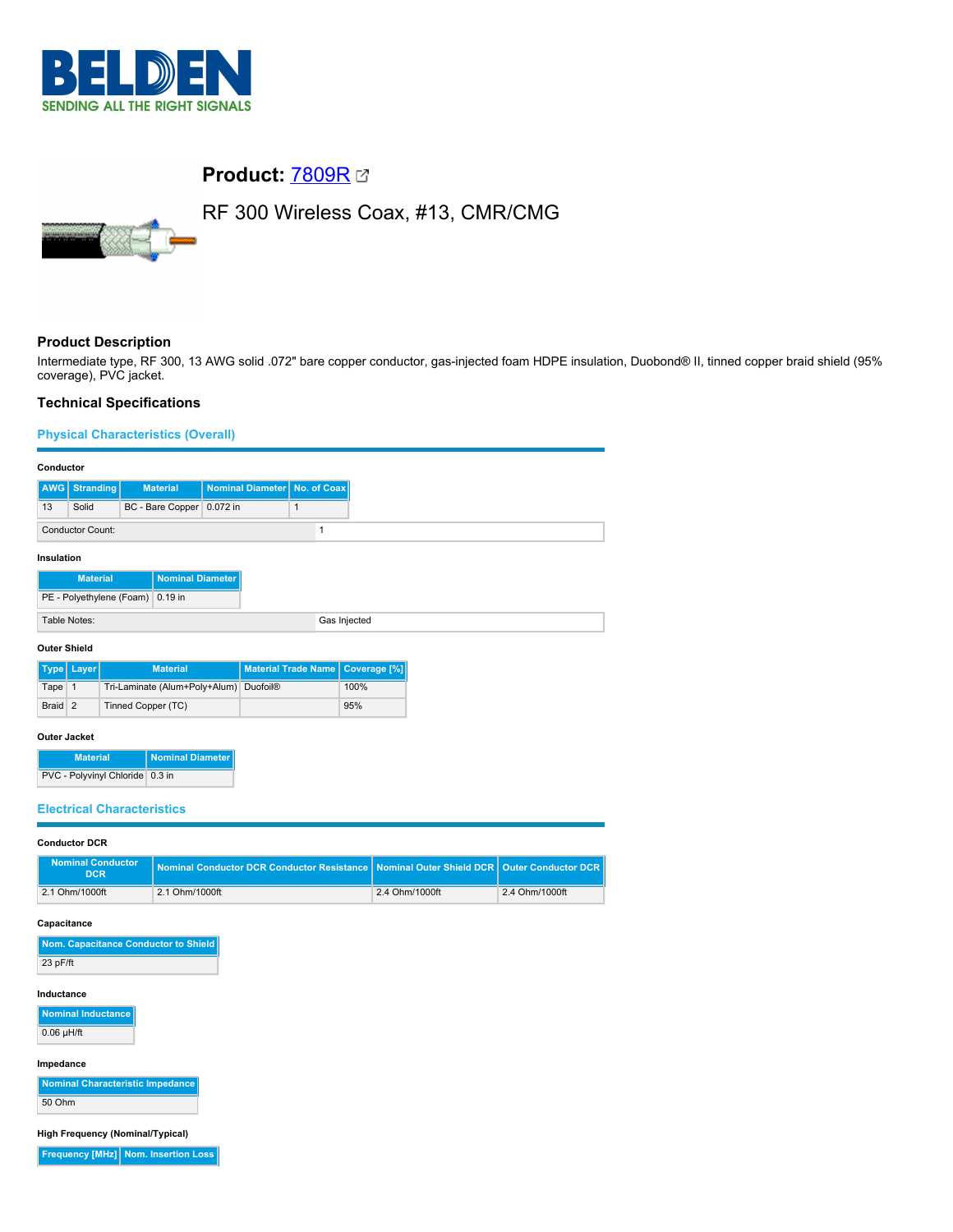# Product: [7809R]

## RF 300 Wireless Coax, #13, CMR/CMG

### Product Description

Intermediate type, RF 300, 13 AWG solid .072" bare copper conductor, gas-injected foam HDPE insulation, Duobond® II, tinned copper braid shield (95% coverage), PVC jacket.

### Technical Specifications

#### Physical Characteristics (Overall)

**Conductor**

| AWG | Stranding | Material | Nominal Diameter | No. of Coax |
|---|---|---|---|---|
| 13 | Solid | BC - Bare Copper | 0.072 in | 1 |

| Conductor Count: | 1 |
|---|---|

**Insulation**

| Material | Nominal Diameter |
|---|---|
| PE - Polyethylene (Foam) | 0.19 in |

| Table Notes: | Gas Injected |
|---|---|

**Outer Shield**

| Type | Layer | Material | Material Trade Name | Coverage [%] |
|---|---|---|---|---|
| Tape | 1 | Tri-Laminate (Alum+Poly+Alum) | Duofoil® | 100% |
| Braid | 2 | Tinned Copper (TC) | | 95% |

**Outer Jacket**

| Material | Nominal Diameter |
|---|---|
| PVC - Polyvinyl Chloride | 0.3 in |

#### Electrical Characteristics

**Conductor DCR**

| Nominal Conductor DCR | Nominal Conductor DCR Conductor Resistance | Nominal Outer Shield DCR | Outer Conductor DCR |
|---|---|---|---|
| 2.1 Ohm/1000ft | 2.1 Ohm/1000ft | 2.4 Ohm/1000ft | 2.4 Ohm/1000ft |

**Capacitance**

| Nom. Capacitance Conductor to Shield |
|---|
| 23 pF/ft |

**Inductance**

| Nominal Inductance |
|---|
| 0.06 μH/ft |

**Impedance**

| Nominal Characteristic Impedance |
|---|
| 50 Ohm |

**High Frequency (Nominal/Typical)**

| Frequency [MHz] | Nom. Insertion Loss |
|---|---|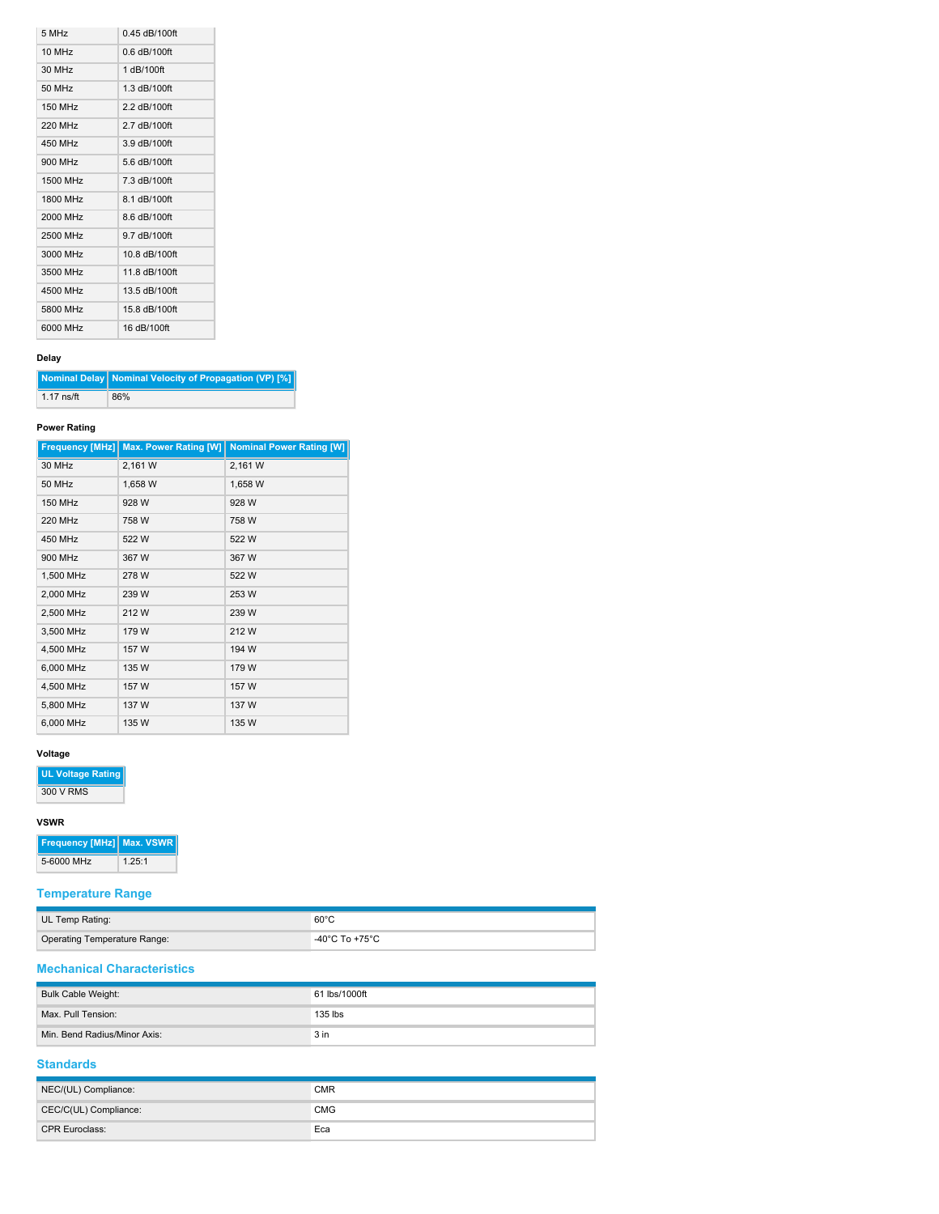| | |
|---|---|
| 5 MHz | 0.45 dB/100ft |
| 10 MHz | 0.6 dB/100ft |
| 30 MHz | 1 dB/100ft |
| 50 MHz | 1.3 dB/100ft |
| 150 MHz | 2.2 dB/100ft |
| 220 MHz | 2.7 dB/100ft |
| 450 MHz | 3.9 dB/100ft |
| 900 MHz | 5.6 dB/100ft |
| 1500 MHz | 7.3 dB/100ft |
| 1800 MHz | 8.1 dB/100ft |
| 2000 MHz | 8.6 dB/100ft |
| 2500 MHz | 9.7 dB/100ft |
| 3000 MHz | 10.8 dB/100ft |
| 3500 MHz | 11.8 dB/100ft |
| 4500 MHz | 13.5 dB/100ft |
| 5800 MHz | 15.8 dB/100ft |
| 6000 MHz | 16 dB/100ft |

**Delay**

| Nominal Delay | Nominal Velocity of Propagation (VP) [%] |
|---|---|
| 1.17 ns/ft | 86% |

**Power Rating**

| Frequency [MHz] | Max. Power Rating [W] | Nominal Power Rating [W] |
|---|---|---|
| 30 MHz | 2,161 W | 2,161 W |
| 50 MHz | 1,658 W | 1,658 W |
| 150 MHz | 928 W | 928 W |
| 220 MHz | 758 W | 758 W |
| 450 MHz | 522 W | 522 W |
| 900 MHz | 367 W | 367 W |
| 1,500 MHz | 278 W | 522 W |
| 2,000 MHz | 239 W | 253 W |
| 2,500 MHz | 212 W | 239 W |
| 3,500 MHz | 179 W | 212 W |
| 4,500 MHz | 157 W | 194 W |
| 6,000 MHz | 135 W | 179 W |
| 4,500 MHz | 157 W | 157 W |
| 5,800 MHz | 137 W | 137 W |
| 6,000 MHz | 135 W | 135 W |

**Voltage**

| UL Voltage Rating |
|---|
| 300 V RMS |

**VSWR**

| Frequency [MHz] | Max. VSWR |
|---|---|
| 5-6000 MHz | 1.25:1 |

## Temperature Range

| | |
|---|---|
| UL Temp Rating: | 60°C |
| Operating Temperature Range: | -40°C To +75°C |

## Mechanical Characteristics

| | |
|---|---|
| Bulk Cable Weight: | 61 lbs/1000ft |
| Max. Pull Tension: | 135 lbs |
| Min. Bend Radius/Minor Axis: | 3 in |

## Standards

| | |
|---|---|
| NEC/(UL) Compliance: | CMR |
| CEC/C(UL) Compliance: | CMG |
| CPR Euroclass: | Eca |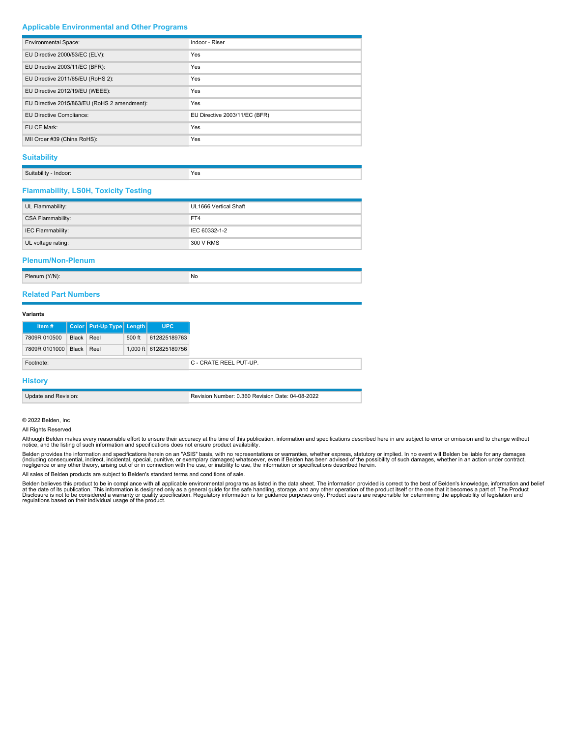## Applicable Environmental and Other Programs

| | |
|---|---|
| Environmental Space: | Indoor - Riser |
| EU Directive 2000/53/EC (ELV): | Yes |
| EU Directive 2003/11/EC (BFR): | Yes |
| EU Directive 2011/65/EU (RoHS 2): | Yes |
| EU Directive 2012/19/EU (WEEE): | Yes |
| EU Directive 2015/863/EU (RoHS 2 amendment): | Yes |
| EU Directive Compliance: | EU Directive 2003/11/EC (BFR) |
| EU CE Mark: | Yes |
| MII Order #39 (China RoHS): | Yes |

## Suitability

| | |
|---|---|
| Suitability - Indoor: | Yes |

## Flammability, LS0H, Toxicity Testing

| | |
|---|---|
| UL Flammability: | UL1666 Vertical Shaft |
| CSA Flammability: | FT4 |
| IEC Flammability: | IEC 60332-1-2 |
| UL voltage rating: | 300 V RMS |

## Plenum/Non-Plenum

| | |
|---|---|
| Plenum (Y/N): | No |

## Related Part Numbers

**Variants**

| Item # | Color | Put-Up Type | Length | UPC |
|---|---|---|---|---|
| 7809R 010500 | Black | Reel | 500 ft | 612825189763 |
| 7809R 0101000 | Black | Reel | 1,000 ft | 612825189756 |

| | |
|---|---|
| Footnote: | C - CRATE REEL PUT-UP. |

## History

| | |
|---|---|
| Update and Revision: | Revision Number: 0.360 Revision Date: 04-08-2022 |

© 2022 Belden, Inc

All Rights Reserved.

Although Belden makes every reasonable effort to ensure their accuracy at the time of this publication, information and specifications described here in are subject to error or omission and to change without notice, and the listing of such information and specifications does not ensure product availability.

Belden provides the information and specifications herein on an "ASIS" basis, with no representations or warranties, whether express, statutory or implied. In no event will Belden be liable for any damages (including consequential, indirect, incidental, special, punitive, or exemplary damages) whatsoever, even if Belden has been advised of the possibility of such damages, whether in an action under contract, negligence or any other theory, arising out of or in connection with the use, or inability to use, the information or specifications described herein.

All sales of Belden products are subject to Belden's standard terms and conditions of sale.

Belden believes this product to be in compliance with all applicable environmental programs as listed in the data sheet. The information provided is correct to the best of Belden's knowledge, information and belief at the date of its publication. This information is designed only as a general guide for the safe handling, storage, and any other operation of the product itself or the one that it becomes a part of. The Product Disclosure is not to be considered a warranty or quality specification. Regulatory information is for guidance purposes only. Product users are responsible for determining the applicability of legislation and regulations based on their individual usage of the product.